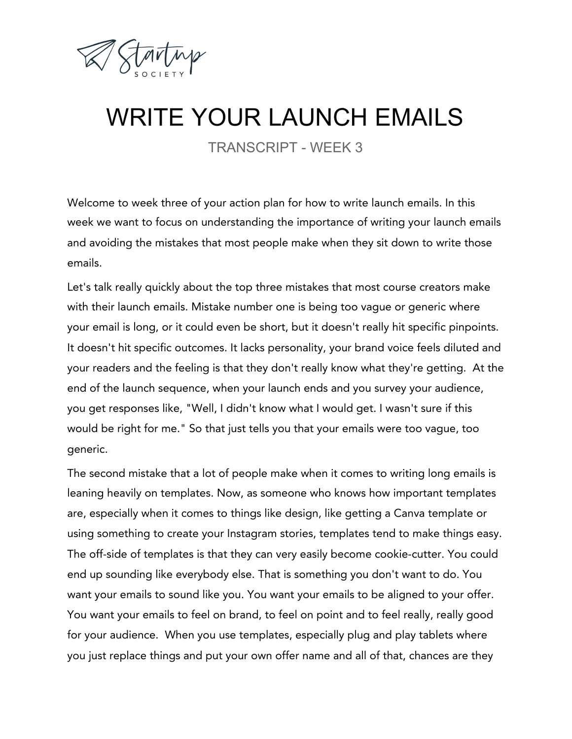# WRITE YOUR LAUNCH EMAILS

TRANSCRIPT - WEEK 3

Welcome to week three of your action plan for how to write launch emails. In this week we want to focus on understanding the importance of writing your launch emails and avoiding the mistakes that most people make when they sit down to write those emails.

Let's talk really quickly about the top three mistakes that most course creators make with their launch emails. Mistake number one is being too vague or generic where your email is long, or it could even be short, but it doesn't really hit specific pinpoints. It doesn't hit specific outcomes. It lacks personality, your brand voice feels diluted and your readers and the feeling is that they don't really know what they're getting. At the end of the launch sequence, when your launch ends and you survey your audience, you get responses like, "Well, I didn't know what I would get. I wasn't sure if this would be right for me." So that just tells you that your emails were too vague, too generic.

The second mistake that a lot of people make when it comes to writing long emails is leaning heavily on templates. Now, as someone who knows how important templates are, especially when it comes to things like design, like getting a Canva template or using something to create your Instagram stories, templates tend to make things easy. The off-side of templates is that they can very easily become cookie-cutter. You could end up sounding like everybody else. That is something you don't want to do. You want your emails to sound like you. You want your emails to be aligned to your offer. You want your emails to feel on brand, to feel on point and to feel really, really good for your audience. When you use templates, especially plug and play tablets where you just replace things and put your own offer name and all of that, chances are they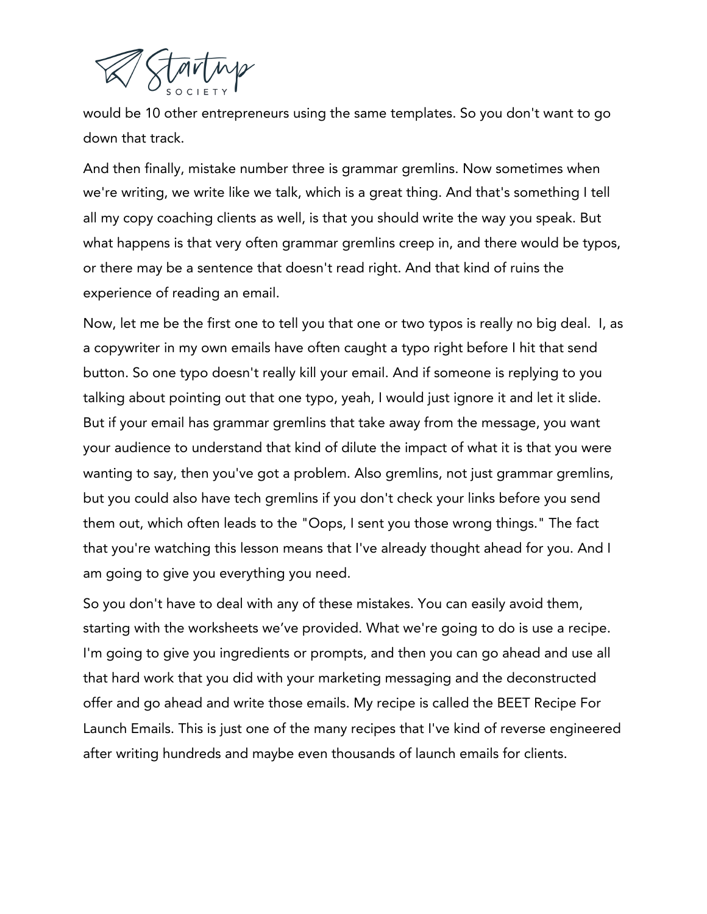would be 10 other entrepreneurs using the same templates. So you don't want to go down that track.

And then finally, mistake number three is grammar gremlins. Now sometimes when we're writing, we write like we talk, which is a great thing. And that's something I tell all my copy coaching clients as well, is that you should write the way you speak. But what happens is that very often grammar gremlins creep in, and there would be typos, or there may be a sentence that doesn't read right. And that kind of ruins the experience of reading an email.

Now, let me be the first one to tell you that one or two typos is really no big deal. I, as a copywriter in my own emails have often caught a typo right before I hit that send button. So one typo doesn't really kill your email. And if someone is replying to you talking about pointing out that one typo, yeah, I would just ignore it and let it slide. But if your email has grammar gremlins that take away from the message, you want your audience to understand that kind of dilute the impact of what it is that you were wanting to say, then you've got a problem. Also gremlins, not just grammar gremlins, but you could also have tech gremlins if you don't check your links before you send them out, which often leads to the "Oops, I sent you those wrong things." The fact that you're watching this lesson means that I've already thought ahead for you. And I am going to give you everything you need.

So you don't have to deal with any of these mistakes. You can easily avoid them, starting with the worksheets we've provided. What we're going to do is use a recipe. I'm going to give you ingredients or prompts, and then you can go ahead and use all that hard work that you did with your marketing messaging and the deconstructed offer and go ahead and write those emails. My recipe is called the BEET Recipe For Launch Emails. This is just one of the many recipes that I've kind of reverse engineered after writing hundreds and maybe even thousands of launch emails for clients.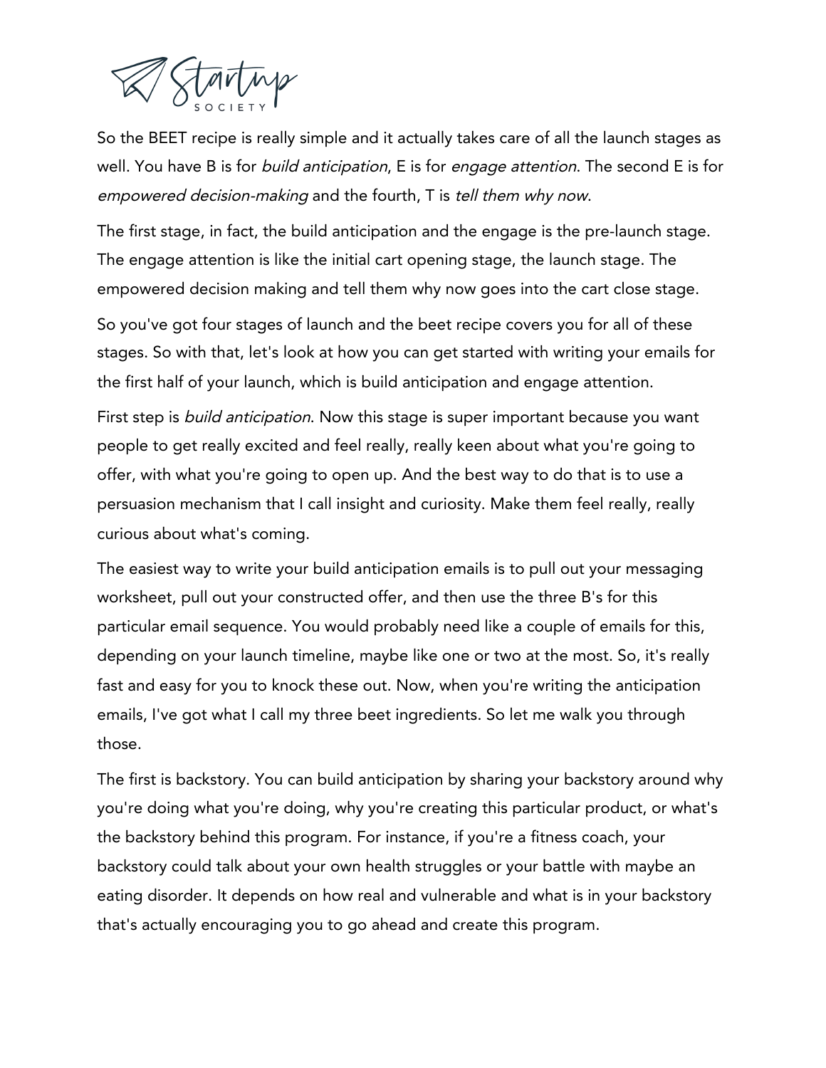So the BEET recipe is really simple and it actually takes care of all the launch stages as well. You have B is for *build anticipation*, E is for *engage attention*. The second E is for *empowered decision-making* and the fourth, T is *tell them why now*.

The first stage, in fact, the build anticipation and the engage is the pre-launch stage. The engage attention is like the initial cart opening stage, the launch stage. The empowered decision making and tell them why now goes into the cart close stage.

So you've got four stages of launch and the beet recipe covers you for all of these stages. So with that, let's look at how you can get started with writing your emails for the first half of your launch, which is build anticipation and engage attention.

First step is *build anticipation*. Now this stage is super important because you want people to get really excited and feel really, really keen about what you're going to offer, with what you're going to open up. And the best way to do that is to use a persuasion mechanism that I call insight and curiosity. Make them feel really, really curious about what's coming.

The easiest way to write your build anticipation emails is to pull out your messaging worksheet, pull out your constructed offer, and then use the three B's for this particular email sequence. You would probably need like a couple of emails for this, depending on your launch timeline, maybe like one or two at the most. So, it's really fast and easy for you to knock these out. Now, when you're writing the anticipation emails, I've got what I call my three beet ingredients. So let me walk you through those.

The first is backstory. You can build anticipation by sharing your backstory around why you're doing what you're doing, why you're creating this particular product, or what's the backstory behind this program. For instance, if you're a fitness coach, your backstory could talk about your own health struggles or your battle with maybe an eating disorder. It depends on how real and vulnerable and what is in your backstory that's actually encouraging you to go ahead and create this program.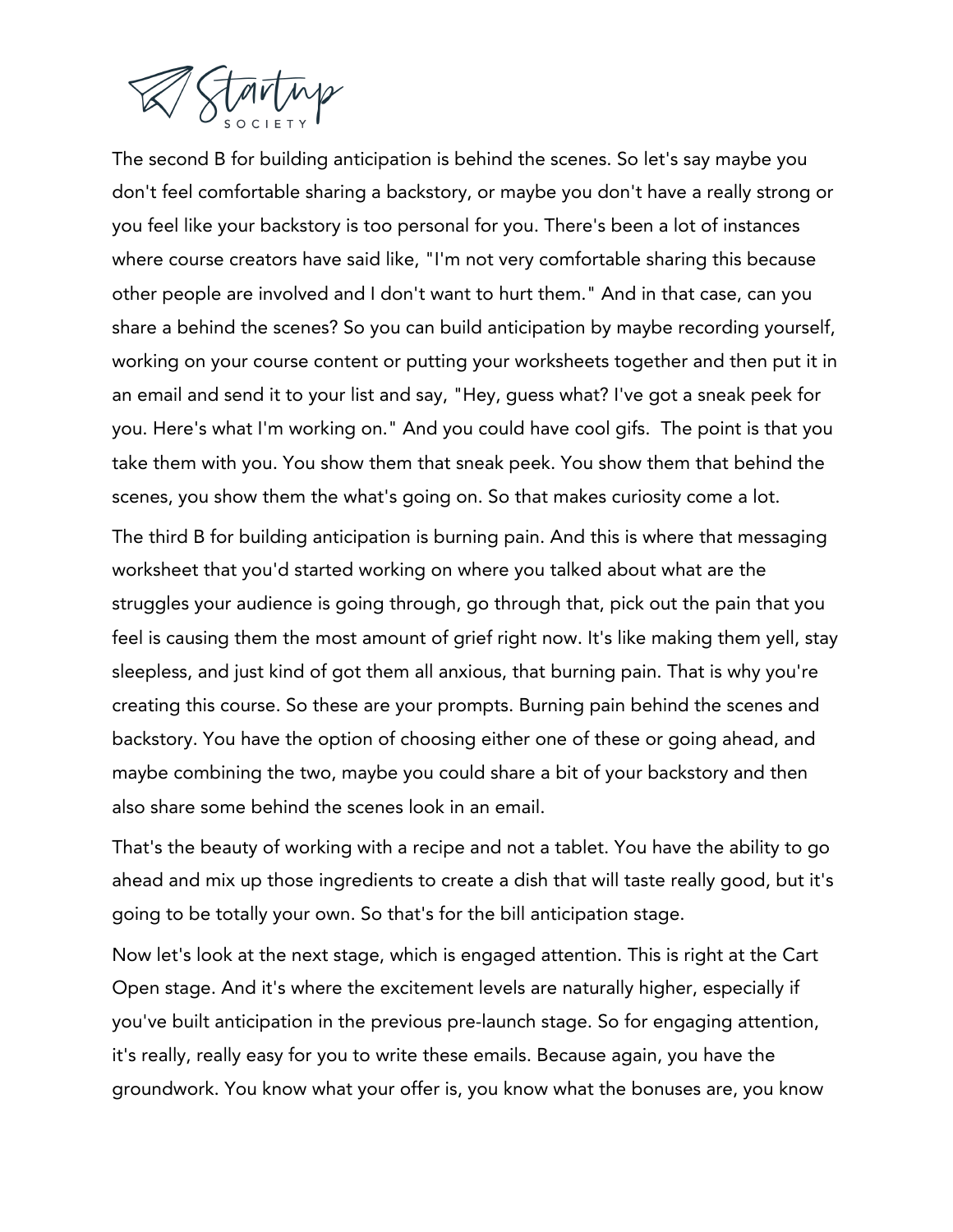The second B for building anticipation is behind the scenes. So let's say maybe you don't feel comfortable sharing a backstory, or maybe you don't have a really strong or you feel like your backstory is too personal for you. There's been a lot of instances where course creators have said like, "I'm not very comfortable sharing this because other people are involved and I don't want to hurt them." And in that case, can you share a behind the scenes? So you can build anticipation by maybe recording yourself, working on your course content or putting your worksheets together and then put it in an email and send it to your list and say, "Hey, guess what? I've got a sneak peek for you. Here's what I'm working on." And you could have cool gifs. The point is that you take them with you. You show them that sneak peek. You show them that behind the scenes, you show them the what's going on. So that makes curiosity come a lot.

The third B for building anticipation is burning pain. And this is where that messaging worksheet that you'd started working on where you talked about what are the struggles your audience is going through, go through that, pick out the pain that you feel is causing them the most amount of grief right now. It's like making them yell, stay sleepless, and just kind of got them all anxious, that burning pain. That is why you're creating this course. So these are your prompts. Burning pain behind the scenes and backstory. You have the option of choosing either one of these or going ahead, and maybe combining the two, maybe you could share a bit of your backstory and then also share some behind the scenes look in an email.

That's the beauty of working with a recipe and not a tablet. You have the ability to go ahead and mix up those ingredients to create a dish that will taste really good, but it's going to be totally your own. So that's for the bill anticipation stage.

Now let's look at the next stage, which is engaged attention. This is right at the Cart Open stage. And it's where the excitement levels are naturally higher, especially if you've built anticipation in the previous pre-launch stage. So for engaging attention, it's really, really easy for you to write these emails. Because again, you have the groundwork. You know what your offer is, you know what the bonuses are, you know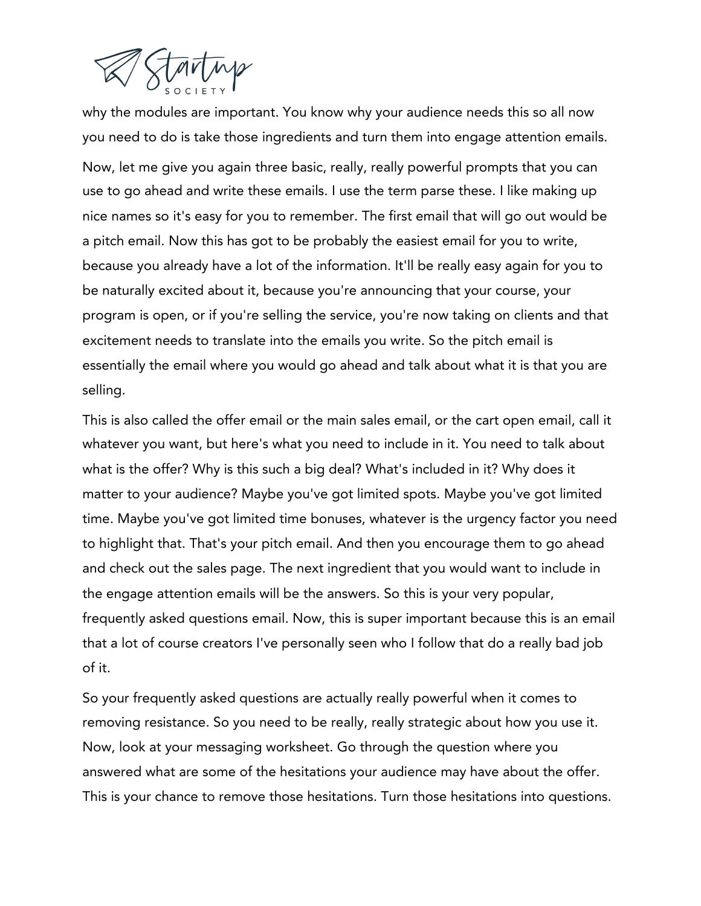why the modules are important. You know why your audience needs this so all now you need to do is take those ingredients and turn them into engage attention emails.

Now, let me give you again three basic, really, really powerful prompts that you can use to go ahead and write these emails. I use the term parse these. I like making up nice names so it's easy for you to remember. The first email that will go out would be a pitch email. Now this has got to be probably the easiest email for you to write, because you already have a lot of the information. It'll be really easy again for you to be naturally excited about it, because you're announcing that your course, your program is open, or if you're selling the service, you're now taking on clients and that excitement needs to translate into the emails you write. So the pitch email is essentially the email where you would go ahead and talk about what it is that you are selling.

This is also called the offer email or the main sales email, or the cart open email, call it whatever you want, but here's what you need to include in it. You need to talk about what is the offer? Why is this such a big deal? What's included in it? Why does it matter to your audience? Maybe you've got limited spots. Maybe you've got limited time. Maybe you've got limited time bonuses, whatever is the urgency factor you need to highlight that. That's your pitch email. And then you encourage them to go ahead and check out the sales page. The next ingredient that you would want to include in the engage attention emails will be the answers. So this is your very popular, frequently asked questions email. Now, this is super important because this is an email that a lot of course creators I've personally seen who I follow that do a really bad job of it.

So your frequently asked questions are actually really powerful when it comes to removing resistance. So you need to be really, really strategic about how you use it. Now, look at your messaging worksheet. Go through the question where you answered what are some of the hesitations your audience may have about the offer. This is your chance to remove those hesitations. Turn those hesitations into questions.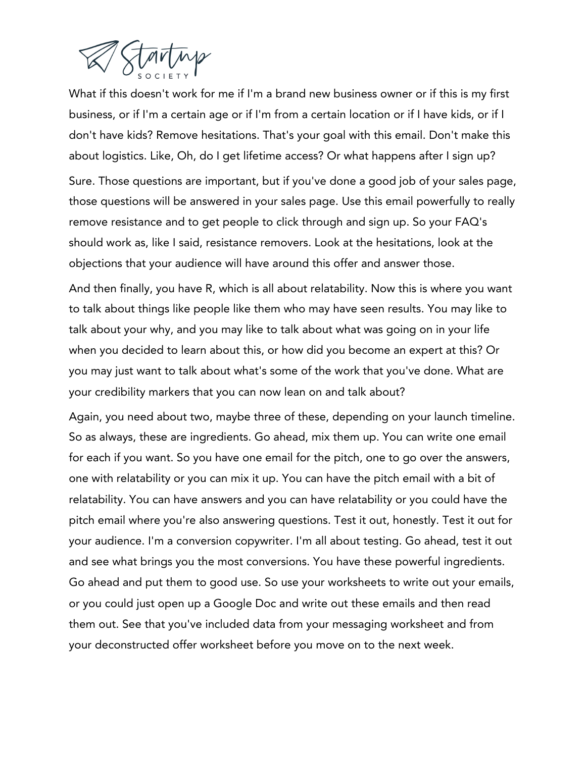What if this doesn't work for me if I'm a brand new business owner or if this is my first business, or if I'm a certain age or if I'm from a certain location or if I have kids, or if I don't have kids? Remove hesitations. That's your goal with this email. Don't make this about logistics. Like, Oh, do I get lifetime access? Or what happens after I sign up?

Sure. Those questions are important, but if you've done a good job of your sales page, those questions will be answered in your sales page. Use this email powerfully to really remove resistance and to get people to click through and sign up. So your FAQ's should work as, like I said, resistance removers. Look at the hesitations, look at the objections that your audience will have around this offer and answer those.

And then finally, you have R, which is all about relatability. Now this is where you want to talk about things like people like them who may have seen results. You may like to talk about your why, and you may like to talk about what was going on in your life when you decided to learn about this, or how did you become an expert at this? Or you may just want to talk about what's some of the work that you've done. What are your credibility markers that you can now lean on and talk about?

Again, you need about two, maybe three of these, depending on your launch timeline. So as always, these are ingredients. Go ahead, mix them up. You can write one email for each if you want. So you have one email for the pitch, one to go over the answers, one with relatability or you can mix it up. You can have the pitch email with a bit of relatability. You can have answers and you can have relatability or you could have the pitch email where you're also answering questions. Test it out, honestly. Test it out for your audience. I'm a conversion copywriter. I'm all about testing. Go ahead, test it out and see what brings you the most conversions. You have these powerful ingredients. Go ahead and put them to good use. So use your worksheets to write out your emails, or you could just open up a Google Doc and write out these emails and then read them out. See that you've included data from your messaging worksheet and from your deconstructed offer worksheet before you move on to the next week.